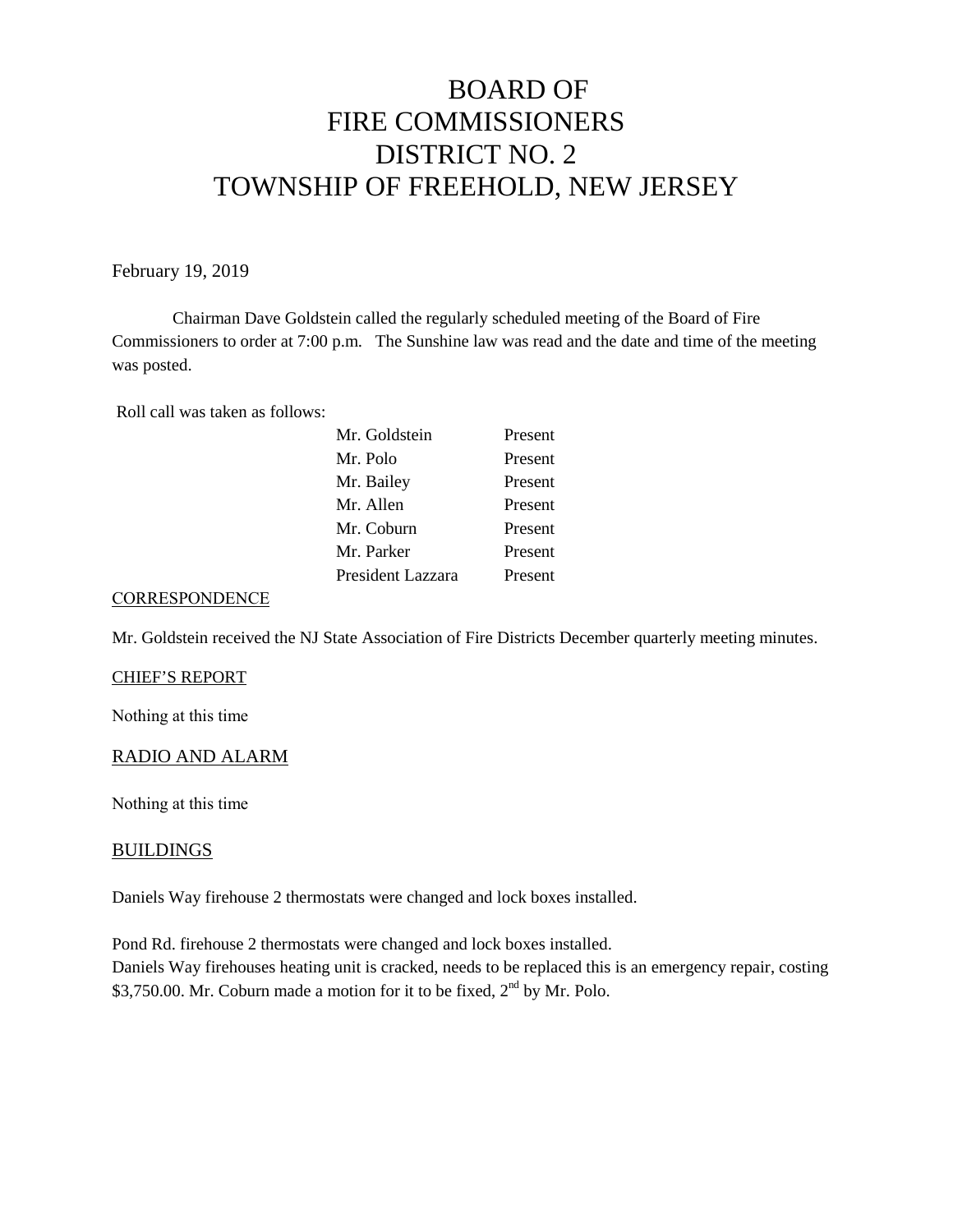# BOARD OF FIRE COMMISSIONERS DISTRICT NO. 2 TOWNSHIP OF FREEHOLD, NEW JERSEY

February 19, 2019

Chairman Dave Goldstein called the regularly scheduled meeting of the Board of Fire Commissioners to order at 7:00 p.m. The Sunshine law was read and the date and time of the meeting was posted.

Roll call was taken as follows:

| | |
|---|---|
| Mr. Goldstein | Present |
| Mr. Polo | Present |
| Mr. Bailey | Present |
| Mr. Allen | Present |
| Mr. Coburn | Present |
| Mr. Parker | Present |
| President Lazzara | Present |

## CORRESPONDENCE

Mr. Goldstein received the NJ State Association of Fire Districts December quarterly meeting minutes.

## CHIEF'S REPORT

Nothing at this time

## RADIO AND ALARM

Nothing at this time

## BUILDINGS

Daniels Way firehouse 2 thermostats were changed and lock boxes installed.

Pond Rd. firehouse 2 thermostats were changed and lock boxes installed.
Daniels Way firehouses heating unit is cracked, needs to be replaced this is an emergency repair, costing $3,750.00. Mr. Coburn made a motion for it to be fixed, 2nd by Mr. Polo.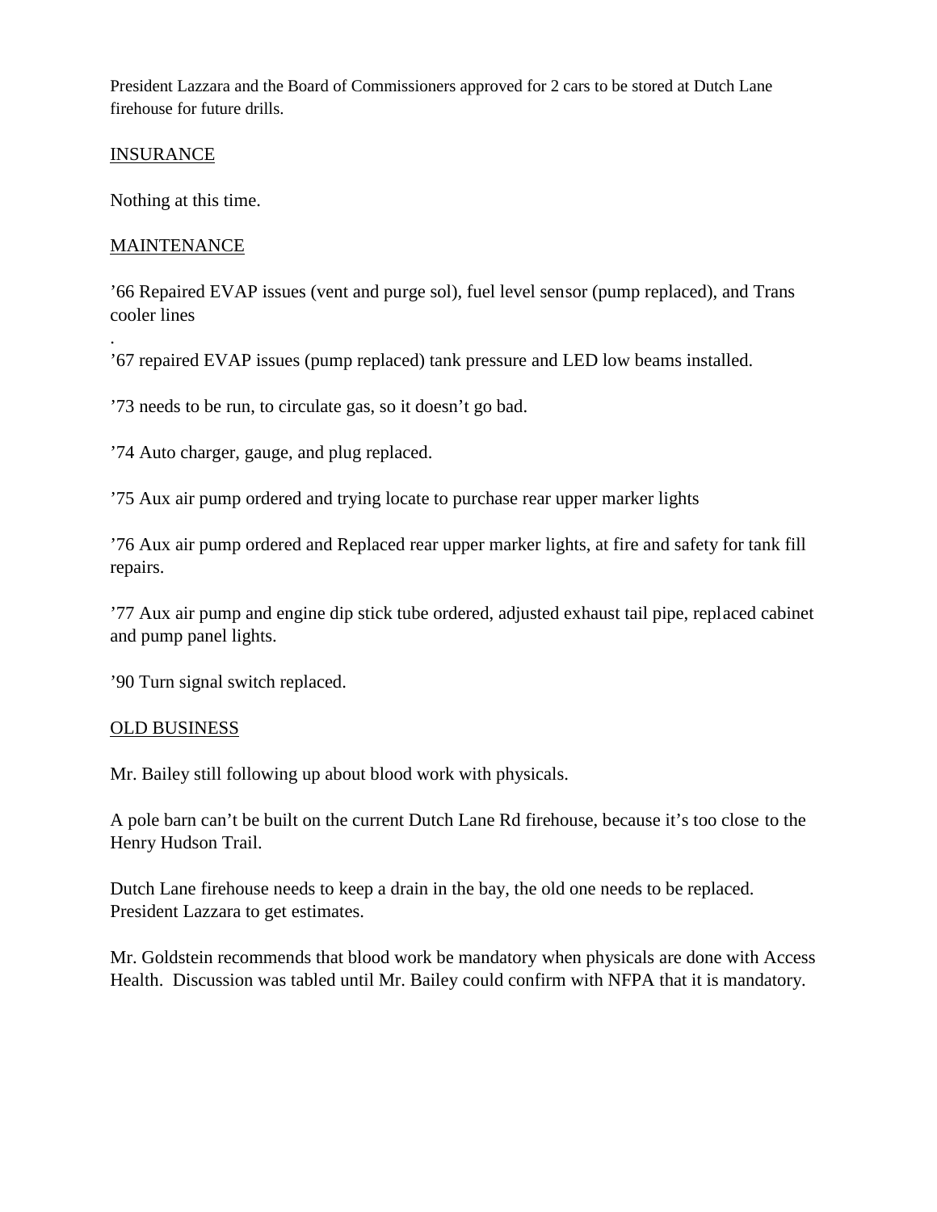President Lazzara and the Board of Commissioners approved for 2 cars to be stored at Dutch Lane firehouse for future drills.

## INSURANCE

Nothing at this time.

## MAINTENANCE

’66 Repaired EVAP issues (vent and purge sol), fuel level sensor (pump replaced), and Trans cooler lines

.

’67 repaired EVAP issues (pump replaced) tank pressure and LED low beams installed.

’73 needs to be run, to circulate gas, so it doesn’t go bad.

’74 Auto charger, gauge, and plug replaced.

’75 Aux air pump ordered and trying locate to purchase rear upper marker lights

’76 Aux air pump ordered and Replaced rear upper marker lights, at fire and safety for tank fill repairs.

’77 Aux air pump and engine dip stick tube ordered, adjusted exhaust tail pipe, replaced cabinet and pump panel lights.

’90 Turn signal switch replaced.

## OLD BUSINESS

Mr. Bailey still following up about blood work with physicals.

A pole barn can’t be built on the current Dutch Lane Rd firehouse, because it’s too close to the Henry Hudson Trail.

Dutch Lane firehouse needs to keep a drain in the bay, the old one needs to be replaced. President Lazzara to get estimates.

Mr. Goldstein recommends that blood work be mandatory when physicals are done with Access Health. Discussion was tabled until Mr. Bailey could confirm with NFPA that it is mandatory.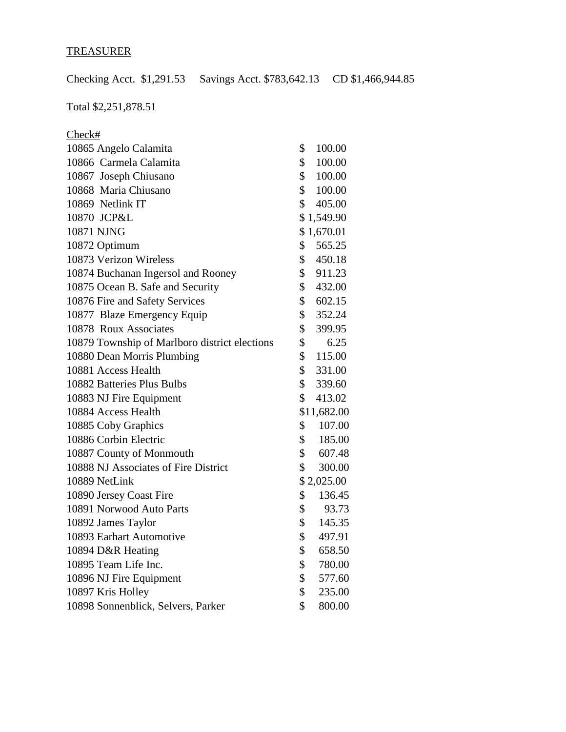TREASURER

Checking Acct. $1,291.53 Savings Acct. $783,642.13 CD $1,466,944.85

Total $2,251,878.51

| Check# | |
|---|---|
| 10865 Angelo Calamita | $ 100.00 |
| 10866 Carmela Calamita | $ 100.00 |
| 10867 Joseph Chiusano | $ 100.00 |
| 10868 Maria Chiusano | $ 100.00 |
| 10869 Netlink IT | $ 405.00 |
| 10870 JCP&L | $ 1,549.90 |
| 10871 NJNG | $ 1,670.01 |
| 10872 Optimum | $ 565.25 |
| 10873 Verizon Wireless | $ 450.18 |
| 10874 Buchanan Ingersol and Rooney | $ 911.23 |
| 10875 Ocean B. Safe and Security | $ 432.00 |
| 10876 Fire and Safety Services | $ 602.15 |
| 10877 Blaze Emergency Equip | $ 352.24 |
| 10878 Roux Associates | $ 399.95 |
| 10879 Township of Marlboro district elections | $ 6.25 |
| 10880 Dean Morris Plumbing | $ 115.00 |
| 10881 Access Health | $ 331.00 |
| 10882 Batteries Plus Bulbs | $ 339.60 |
| 10883 NJ Fire Equipment | $ 413.02 |
| 10884 Access Health | $11,682.00 |
| 10885 Coby Graphics | $ 107.00 |
| 10886 Corbin Electric | $ 185.00 |
| 10887 County of Monmouth | $ 607.48 |
| 10888 NJ Associates of Fire District | $ 300.00 |
| 10889 NetLink | $ 2,025.00 |
| 10890 Jersey Coast Fire | $ 136.45 |
| 10891 Norwood Auto Parts | $ 93.73 |
| 10892 James Taylor | $ 145.35 |
| 10893 Earhart Automotive | $ 497.91 |
| 10894 D&R Heating | $ 658.50 |
| 10895 Team Life Inc. | $ 780.00 |
| 10896 NJ Fire Equipment | $ 577.60 |
| 10897 Kris Holley | $ 235.00 |
| 10898 Sonnenblick, Selvers, Parker | $ 800.00 |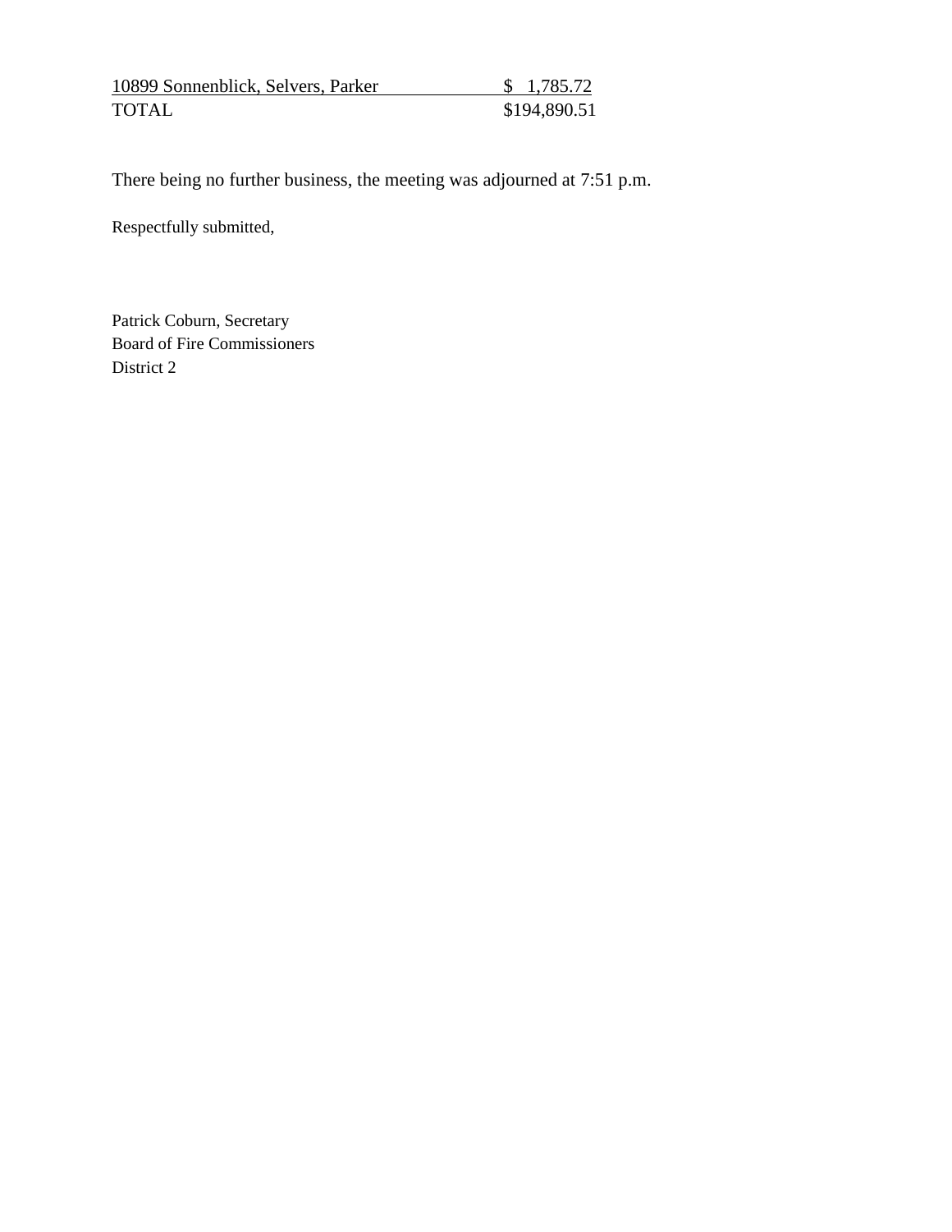| | |
|---|---|
| 10899 Sonnenblick, Selvers, Parker | $ 1,785.72 |
| TOTAL | $194,890.51 |

There being no further business, the meeting was adjourned at 7:51 p.m.

Respectfully submitted,

Patrick Coburn, Secretary
Board of Fire Commissioners
District 2